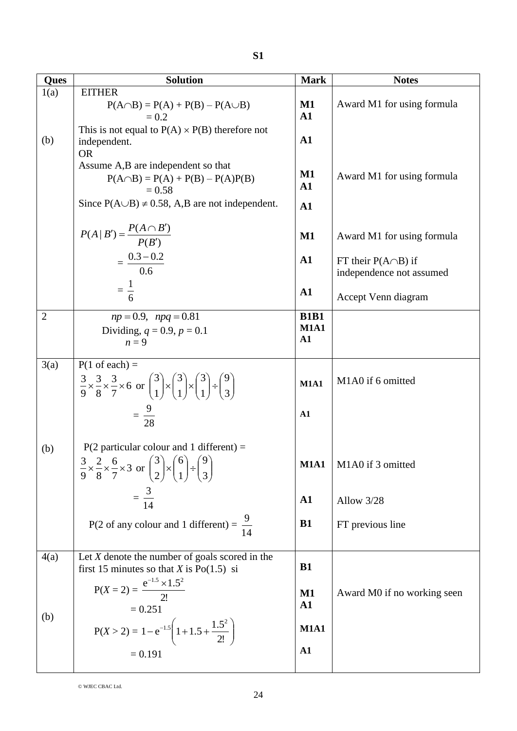**S1**

| Ques | Solution | Mark | Notes |
|---|---|---|---|
| 1(a) | EITHER<br>$P(A \cap B) = P(A) + P(B) - P(A \cup B)$<br>$= 0.2$ | M1<br>A1 | Award M1 for using formula |
| (b) | This is not equal to $P(A) \times P(B)$ therefore not independent.<br>OR<br>Assume A,B are independent so that<br>$P(A \cap B) = P(A) + P(B) - P(A)P(B)$<br>$= 0.58$<br>Since $P(A \cup B) \neq 0.58$, A,B are not independent. | A1<br><br><br>M1<br>A1<br>A1 | <br><br><br>Award M1 for using formula |
| | $P(A \mid B') = \dfrac{P(A \cap B')}{P(B')}$<br>$= \dfrac{0.3 - 0.2}{0.6}$<br>$= \dfrac{1}{6}$ | M1<br>A1<br>A1 | Award M1 for using formula<br>FT their $P(A \cap B)$ if independence not assumed<br>Accept Venn diagram |
| 2 | $np = 0.9, \quad npq = 0.81$<br>Dividing, $q = 0.9$, $p = 0.1$<br>$n = 9$ | B1B1<br>M1A1<br>A1 | |
| 3(a) | P(1 of each) =<br>$\dfrac{3}{9} \times \dfrac{3}{8} \times \dfrac{3}{7} \times 6$ or $\dbinom{3}{1} \times \dbinom{3}{1} \times \dbinom{3}{1} \div \dbinom{9}{3}$<br>$= \dfrac{9}{28}$ | M1A1<br><br>A1 | M1A0 if 6 omitted |
| (b) | P(2 particular colour and 1 different) =<br>$\dfrac{3}{9} \times \dfrac{2}{8} \times \dfrac{6}{7} \times 3$ or $\dbinom{3}{2} \times \dbinom{6}{1} \div \dbinom{9}{3}$<br>$= \dfrac{3}{14}$<br>P(2 of any colour and 1 different) = $\dfrac{9}{14}$ | M1A1<br><br>A1<br>B1 | M1A0 if 3 omitted<br><br>Allow 3/28<br>FT previous line |
| 4(a) | Let $X$ denote the number of goals scored in the first 15 minutes so that $X$ is Po(1.5) si<br>$P(X = 2) = \dfrac{e^{-1.5} \times 1.5^2}{2!}$<br>$= 0.251$ | B1<br><br>M1<br>A1 | <br><br>Award M0 if no working seen |
| (b) | $P(X > 2) = 1 - e^{-1.5}\left(1 + 1.5 + \dfrac{1.5^2}{2!}\right)$<br>$= 0.191$ | M1A1<br>A1 | |

© WJEC CBAC Ltd.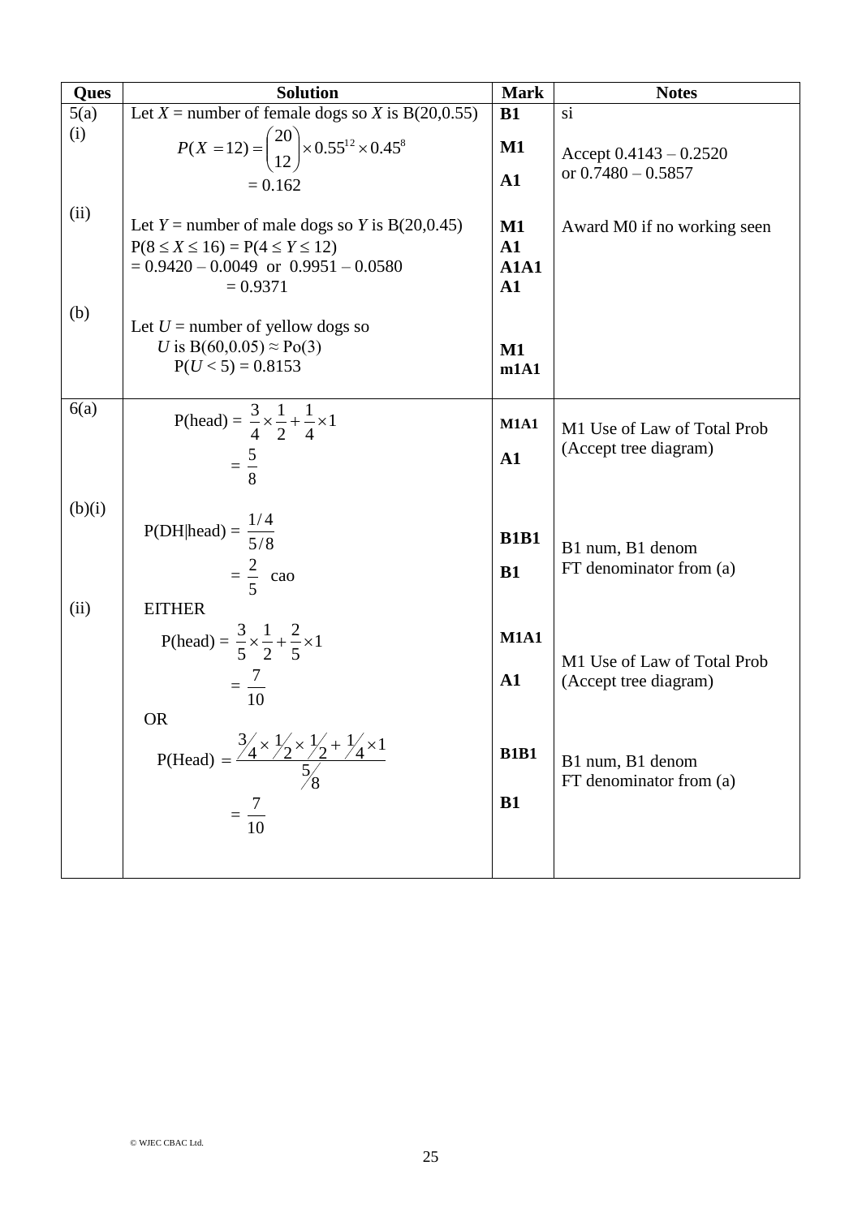| Ques | Solution | Mark | Notes |
|---|---|---|---|
| 5(a) (i) | Let $X$ = number of female dogs so $X$ is B(20,0.55) | B1 | si |
| | $P(X = 12) = \binom{20}{12} \times 0.55^{12} \times 0.45^{8}$ | M1 | Accept 0.4143 – 0.2520 or 0.7480 – 0.5857 |
| | $= 0.162$ | A1 | |
| (ii) | Let $Y$ = number of male dogs so $Y$ is B(20,0.45) | M1 | Award M0 if no working seen |
| | $P(8 \le X \le 16) = P(4 \le Y \le 12)$ | A1 | |
| | $= 0.9420 - 0.0049$ or $0.9951 - 0.0580$ | A1A1 | |
| | $= 0.9371$ | A1 | |
| (b) | Let $U$ = number of yellow dogs so $U$ is B(60,0.05) $\approx$ Po(3) | M1 | |
| | $P(U < 5) = 0.8153$ | m1A1 | |
| 6(a) | P(head) = $\frac{3}{4} \times \frac{1}{2} + \frac{1}{4} \times 1$ | M1A1 | M1 Use of Law of Total Prob (Accept tree diagram) |
| | $= \frac{5}{8}$ | A1 | |
| (b)(i) | P(DH\|head) = $\frac{1/4}{5/8}$ | B1B1 | B1 num, B1 denom FT denominator from (a) |
| | $= \frac{2}{5}$ cao | B1 | |
| (ii) | EITHER | | |
| | P(head) = $\frac{3}{5} \times \frac{1}{2} + \frac{2}{5} \times 1$ | M1A1 | M1 Use of Law of Total Prob (Accept tree diagram) |
| | $= \frac{7}{10}$ | A1 | |
| | OR | | |
| | P(Head) $= \dfrac{\frac{3}{4} \times \frac{1}{2} \times \frac{1}{2} + \frac{1}{4} \times 1}{\frac{5}{8}}$ | B1B1 | B1 num, B1 denom FT denominator from (a) |
| | $= \frac{7}{10}$ | B1 | |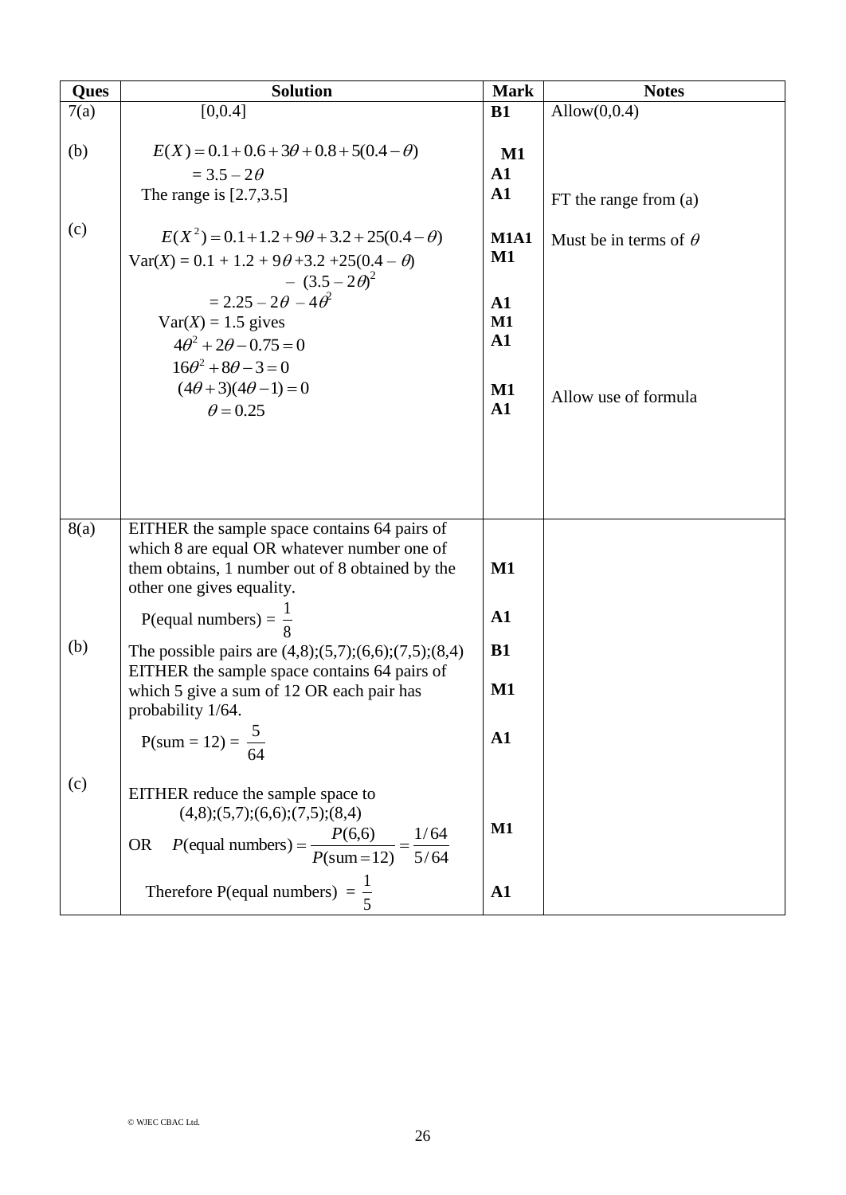| Ques | Solution | Mark | Notes |
|---|---|---|---|
| 7(a) | [0,0.4] | **B1** | Allow(0,0.4) |
| (b) | $E(X) = 0.1 + 0.6 + 3\theta + 0.8 + 5(0.4 - \theta)$ | **M1** | |
| | $= 3.5 - 2\theta$ | **A1** | |
| | The range is [2.7,3.5] | **A1** | FT the range from (a) |
| (c) | $E(X^2) = 0.1 + 1.2 + 9\theta + 3.2 + 25(0.4 - \theta)$ | **M1A1** | Must be in terms of $\theta$ |
| | $\text{Var}(X) = 0.1 + 1.2 + 9\theta + 3.2 + 25(0.4 - \theta) - (3.5 - 2\theta)^2$ | **M1** | |
| | $= 2.25 - 2\theta - 4\theta^2$ | **A1** | |
| | $\text{Var}(X) = 1.5$ gives | **M1** | |
| | $4\theta^2 + 2\theta - 0.75 = 0$ | **A1** | |
| | $16\theta^2 + 8\theta - 3 = 0$ | | |
| | $(4\theta + 3)(4\theta - 1) = 0$ | **M1** | Allow use of formula |
| | $\theta = 0.25$ | **A1** | |
| 8(a) | EITHER the sample space contains 64 pairs of which 8 are equal OR whatever number one of them obtains, 1 number out of 8 obtained by the other one gives equality. | **M1** | |
| | P(equal numbers) = $\frac{1}{8}$ | **A1** | |
| (b) | The possible pairs are (4,8);(5,7);(6,6);(7,5);(8,4) | **B1** | |
| | EITHER the sample space contains 64 pairs of which 5 give a sum of 12 OR each pair has probability 1/64. | **M1** | |
| | P(sum = 12) = $\frac{5}{64}$ | **A1** | |
| (c) | EITHER reduce the sample space to (4,8);(5,7);(6,6);(7,5);(8,4) OR $P(\text{equal numbers}) = \frac{P(6,6)}{P(\text{sum} = 12)} = \frac{1/64}{5/64}$ | **M1** | |
| | Therefore P(equal numbers) = $\frac{1}{5}$ | **A1** | |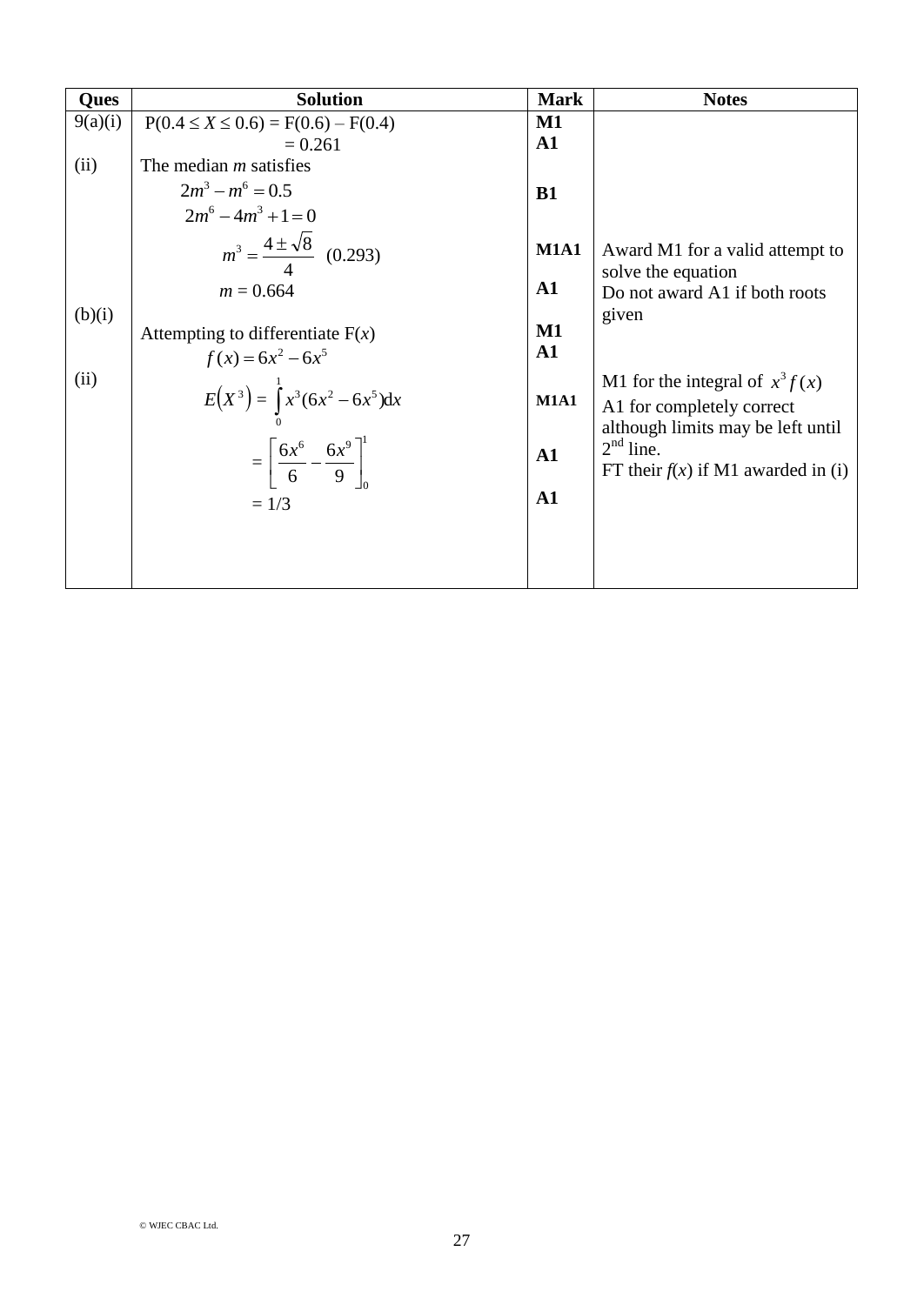| Ques | Solution | Mark | Notes |
|---|---|---|---|
| 9(a)(i) | $P(0.4 \le X \le 0.6) = F(0.6) - F(0.4)$ | M1 | |
| | $= 0.261$ | A1 | |
| (ii) | The median $m$ satisfies | | |
| | $2m^3 - m^6 = 0.5$ | B1 | |
| | $2m^6 - 4m^3 + 1 = 0$ | | |
| | $m^3 = \dfrac{4 \pm \sqrt{8}}{4}$ (0.293) | M1A1 | Award M1 for a valid attempt to solve the equation |
| | $m = 0.664$ | A1 | Do not award A1 if both roots given |
| (b)(i) | Attempting to differentiate F($x$) | M1 | |
| | $f(x) = 6x^2 - 6x^5$ | A1 | |
| (ii) | $E(X^3) = \int_0^1 x^3(6x^2 - 6x^5)\mathrm{d}x$ | M1A1 | M1 for the integral of $x^3 f(x)$ A1 for completely correct although limits may be left until 2nd line. |
| | $= \left[\dfrac{6x^6}{6} - \dfrac{6x^9}{9}\right]_0^1$ | A1 | FT their $f(x)$ if M1 awarded in (i) |
| | $= 1/3$ | A1 | |

© WJEC CBAC Ltd.